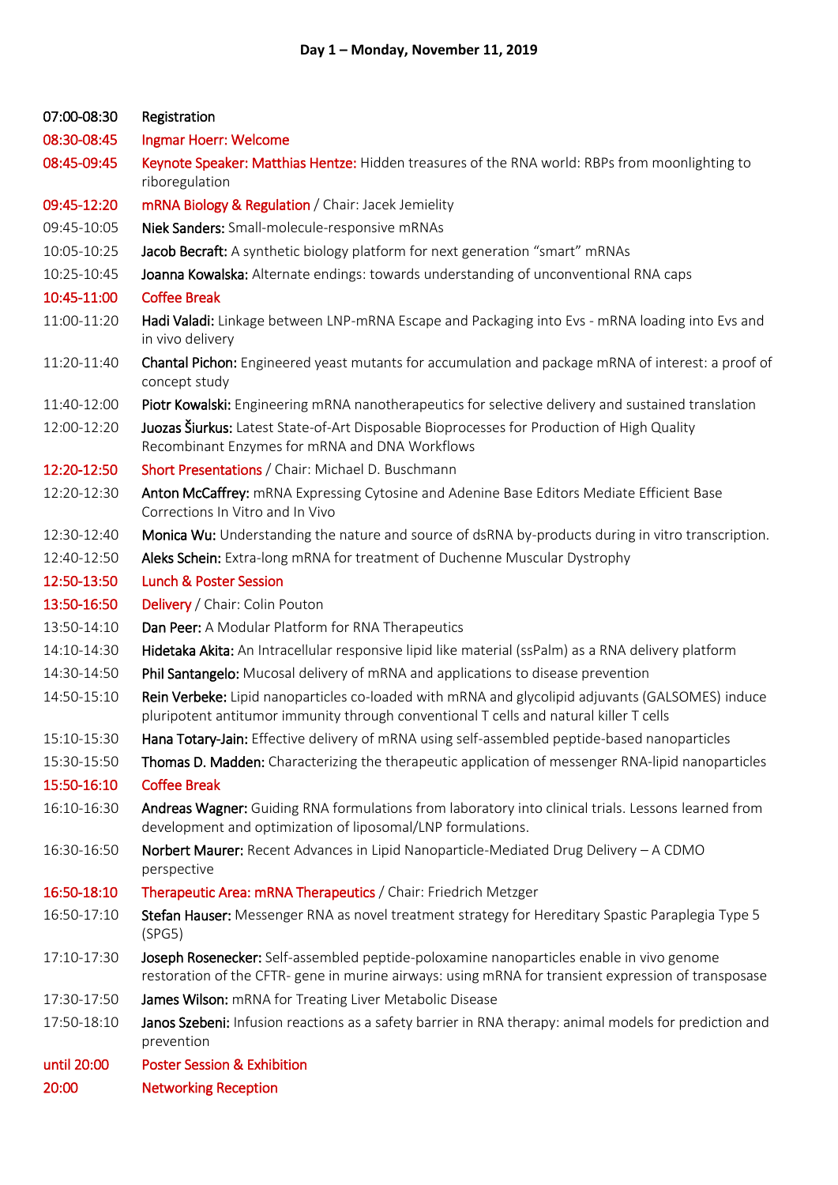**Day 1 – Monday, November 11, 2019**

| | |
|---|---|
| 07:00-08:30 | Registration |
| 08:30-08:45 | Ingmar Hoerr: Welcome |
| 08:45-09:45 | Keynote Speaker: Matthias Hentze: Hidden treasures of the RNA world: RBPs from moonlighting to riboregulation |
| 09:45-12:20 | mRNA Biology & Regulation / Chair: Jacek Jemielity |
| 09:45-10:05 | **Niek Sanders:** Small-molecule-responsive mRNAs |
| 10:05-10:25 | **Jacob Becraft:** A synthetic biology platform for next generation "smart" mRNAs |
| 10:25-10:45 | **Joanna Kowalska:** Alternate endings: towards understanding of unconventional RNA caps |
| 10:45-11:00 | Coffee Break |
| 11:00-11:20 | **Hadi Valadi:** Linkage between LNP-mRNA Escape and Packaging into Evs - mRNA loading into Evs and in vivo delivery |
| 11:20-11:40 | **Chantal Pichon:** Engineered yeast mutants for accumulation and package mRNA of interest: a proof of concept study |
| 11:40-12:00 | **Piotr Kowalski:** Engineering mRNA nanotherapeutics for selective delivery and sustained translation |
| 12:00-12:20 | **Juozas Šiurkus:** Latest State-of-Art Disposable Bioprocesses for Production of High Quality Recombinant Enzymes for mRNA and DNA Workflows |
| 12:20-12:50 | Short Presentations / Chair: Michael D. Buschmann |
| 12:20-12:30 | **Anton McCaffrey:** mRNA Expressing Cytosine and Adenine Base Editors Mediate Efficient Base Corrections In Vitro and In Vivo |
| 12:30-12:40 | **Monica Wu:** Understanding the nature and source of dsRNA by-products during in vitro transcription. |
| 12:40-12:50 | **Aleks Schein:** Extra-long mRNA for treatment of Duchenne Muscular Dystrophy |
| 12:50-13:50 | Lunch & Poster Session |
| 13:50-16:50 | Delivery / Chair: Colin Pouton |
| 13:50-14:10 | **Dan Peer:** A Modular Platform for RNA Therapeutics |
| 14:10-14:30 | **Hidetaka Akita:** An Intracellular responsive lipid like material (ssPalm) as a RNA delivery platform |
| 14:30-14:50 | **Phil Santangelo:** Mucosal delivery of mRNA and applications to disease prevention |
| 14:50-15:10 | **Rein Verbeke:** Lipid nanoparticles co-loaded with mRNA and glycolipid adjuvants (GALSOMES) induce pluripotent antitumor immunity through conventional T cells and natural killer T cells |
| 15:10-15:30 | **Hana Totary-Jain:** Effective delivery of mRNA using self-assembled peptide-based nanoparticles |
| 15:30-15:50 | **Thomas D. Madden:** Characterizing the therapeutic application of messenger RNA-lipid nanoparticles |
| 15:50-16:10 | Coffee Break |
| 16:10-16:30 | **Andreas Wagner:** Guiding RNA formulations from laboratory into clinical trials. Lessons learned from development and optimization of liposomal/LNP formulations. |
| 16:30-16:50 | **Norbert Maurer:** Recent Advances in Lipid Nanoparticle-Mediated Drug Delivery – A CDMO perspective |
| 16:50-18:10 | Therapeutic Area: mRNA Therapeutics / Chair: Friedrich Metzger |
| 16:50-17:10 | **Stefan Hauser:** Messenger RNA as novel treatment strategy for Hereditary Spastic Paraplegia Type 5 (SPG5) |
| 17:10-17:30 | **Joseph Rosenecker:** Self-assembled peptide-poloxamine nanoparticles enable in vivo genome restoration of the CFTR- gene in murine airways: using mRNA for transient expression of transposase |
| 17:30-17:50 | **James Wilson:** mRNA for Treating Liver Metabolic Disease |
| 17:50-18:10 | **Janos Szebeni:** Infusion reactions as a safety barrier in RNA therapy: animal models for prediction and prevention |
| until 20:00 | Poster Session & Exhibition |
| 20:00 | Networking Reception |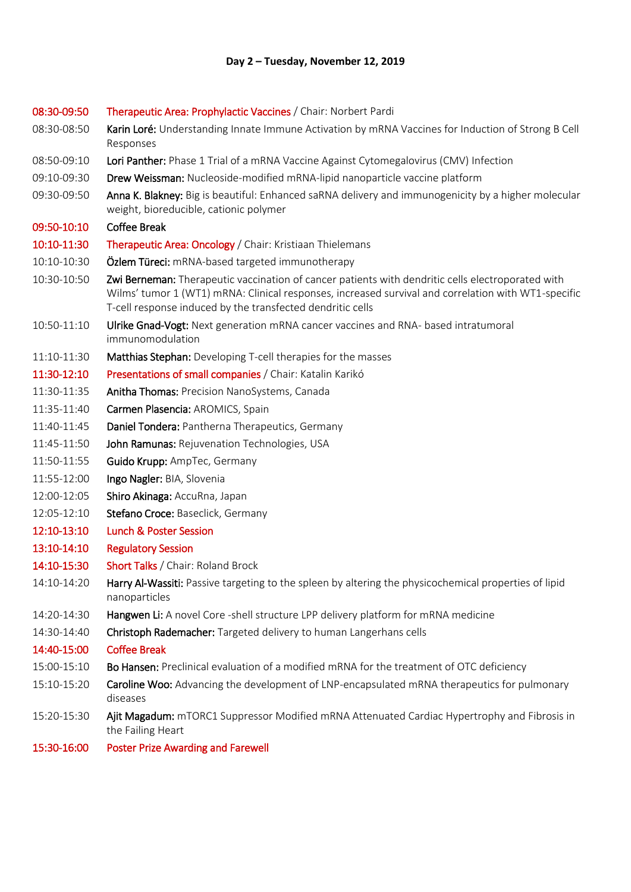### Day 2 – Tuesday, November 12, 2019

| | |
|---|---|
| 08:30-09:50 | Therapeutic Area: Prophylactic Vaccines / Chair: Norbert Pardi |
| 08:30-08:50 | **Karin Loré:** Understanding Innate Immune Activation by mRNA Vaccines for Induction of Strong B Cell Responses |
| 08:50-09:10 | **Lori Panther:** Phase 1 Trial of a mRNA Vaccine Against Cytomegalovirus (CMV) Infection |
| 09:10-09:30 | **Drew Weissman:** Nucleoside-modified mRNA-lipid nanoparticle vaccine platform |
| 09:30-09:50 | **Anna K. Blakney:** Big is beautiful: Enhanced saRNA delivery and immunogenicity by a higher molecular weight, bioreducible, cationic polymer |
| 09:50-10:10 | Coffee Break |
| 10:10-11:30 | Therapeutic Area: Oncology / Chair: Kristiaan Thielemans |
| 10:10-10:30 | **Özlem Türeci:** mRNA-based targeted immunotherapy |
| 10:30-10:50 | **Zwi Berneman:** Therapeutic vaccination of cancer patients with dendritic cells electroporated with Wilms' tumor 1 (WT1) mRNA: Clinical responses, increased survival and correlation with WT1-specific T-cell response induced by the transfected dendritic cells |
| 10:50-11:10 | **Ulrike Gnad-Vogt:** Next generation mRNA cancer vaccines and RNA- based intratumoral immunomodulation |
| 11:10-11:30 | **Matthias Stephan:** Developing T-cell therapies for the masses |
| 11:30-12:10 | Presentations of small companies / Chair: Katalin Karikó |
| 11:30-11:35 | **Anitha Thomas:** Precision NanoSystems, Canada |
| 11:35-11:40 | **Carmen Plasencia:** AROMICS, Spain |
| 11:40-11:45 | **Daniel Tondera:** Pantherna Therapeutics, Germany |
| 11:45-11:50 | **John Ramunas:** Rejuvenation Technologies, USA |
| 11:50-11:55 | **Guido Krupp:** AmpTec, Germany |
| 11:55-12:00 | **Ingo Nagler:** BIA, Slovenia |
| 12:00-12:05 | **Shiro Akinaga:** AccuRna, Japan |
| 12:05-12:10 | **Stefano Croce:** Baseclick, Germany |
| 12:10-13:10 | Lunch & Poster Session |
| 13:10-14:10 | Regulatory Session |
| 14:10-15:30 | Short Talks / Chair: Roland Brock |
| 14:10-14:20 | **Harry Al-Wassiti:** Passive targeting to the spleen by altering the physicochemical properties of lipid nanoparticles |
| 14:20-14:30 | **Hangwen Li:** A novel Core -shell structure LPP delivery platform for mRNA medicine |
| 14:30-14:40 | **Christoph Rademacher:** Targeted delivery to human Langerhans cells |
| 14:40-15:00 | Coffee Break |
| 15:00-15:10 | **Bo Hansen:** Preclinical evaluation of a modified mRNA for the treatment of OTC deficiency |
| 15:10-15:20 | **Caroline Woo:** Advancing the development of LNP-encapsulated mRNA therapeutics for pulmonary diseases |
| 15:20-15:30 | **Ajit Magadum:** mTORC1 Suppressor Modified mRNA Attenuated Cardiac Hypertrophy and Fibrosis in the Failing Heart |
| 15:30-16:00 | Poster Prize Awarding and Farewell |